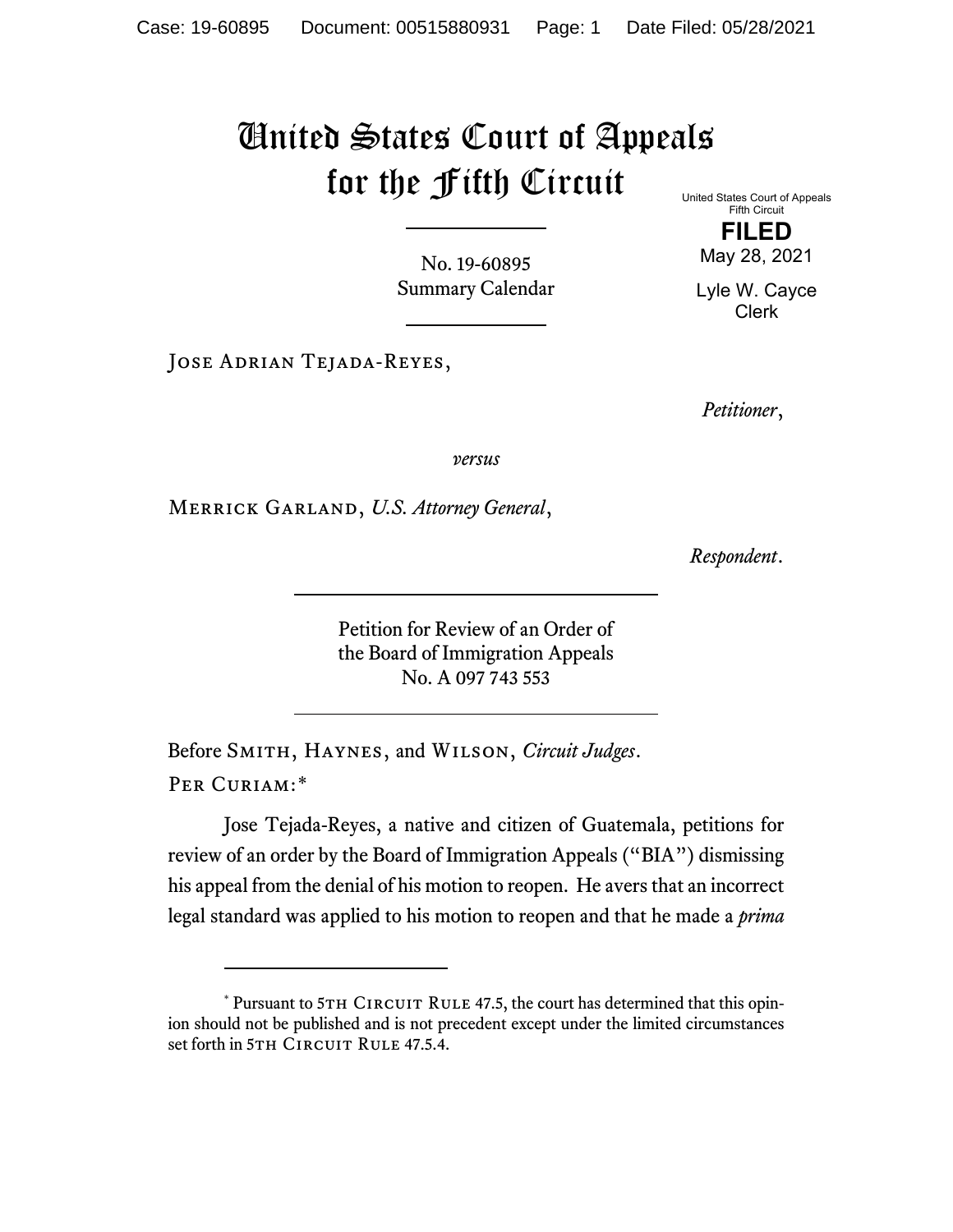# United States Court of Appeals for the Fifth Circuit

United States Court of Appeals
Fifth Circuit

**FILED**

May 28, 2021

Lyle W. Cayce
Clerk

No. 19-60895
Summary Calendar

---

Jose Adrian Tejada-Reyes,

*Petitioner*,

*versus*

Merrick Garland, *U.S. Attorney General*,

*Respondent*.

---

Petition for Review of an Order of
the Board of Immigration Appeals
No. A 097 743 553

---

Before Smith, Haynes, and Wilson, *Circuit Judges*.

Per Curiam:*

Jose Tejada-Reyes, a native and citizen of Guatemala, petitions for review of an order by the Board of Immigration Appeals ("BIA") dismissing his appeal from the denial of his motion to reopen. He avers that an incorrect legal standard was applied to his motion to reopen and that he made a *prima*

---

\* Pursuant to 5th Circuit Rule 47.5, the court has determined that this opinion should not be published and is not precedent except under the limited circumstances set forth in 5th Circuit Rule 47.5.4.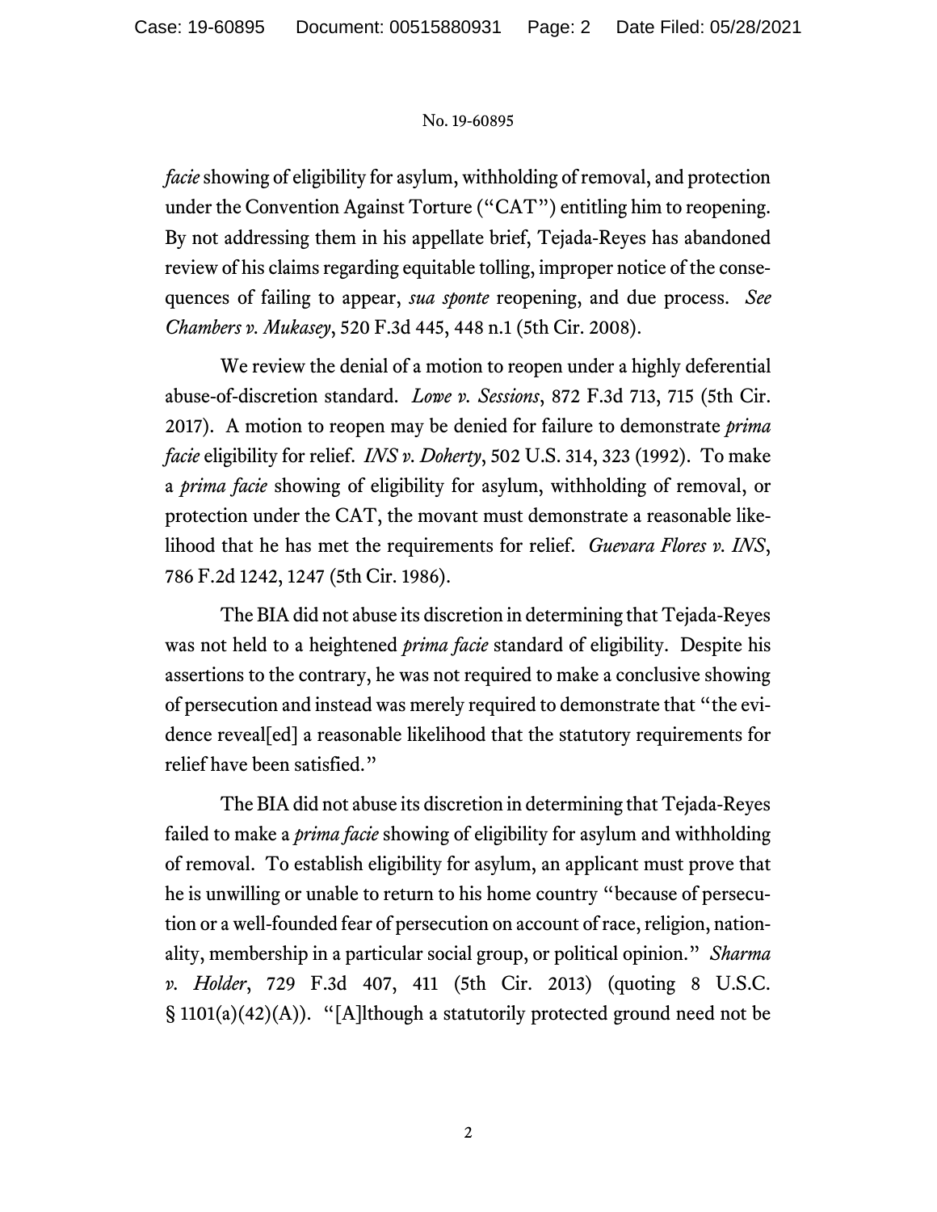*facie* showing of eligibility for asylum, withholding of removal, and protection under the Convention Against Torture ("CAT") entitling him to reopening. By not addressing them in his appellate brief, Tejada-Reyes has abandoned review of his claims regarding equitable tolling, improper notice of the consequences of failing to appear, *sua sponte* reopening, and due process. *See Chambers v. Mukasey*, 520 F.3d 445, 448 n.1 (5th Cir. 2008).

We review the denial of a motion to reopen under a highly deferential abuse-of-discretion standard. *Lowe v. Sessions*, 872 F.3d 713, 715 (5th Cir. 2017). A motion to reopen may be denied for failure to demonstrate *prima facie* eligibility for relief. *INS v. Doherty*, 502 U.S. 314, 323 (1992). To make a *prima facie* showing of eligibility for asylum, withholding of removal, or protection under the CAT, the movant must demonstrate a reasonable likelihood that he has met the requirements for relief. *Guevara Flores v. INS*, 786 F.2d 1242, 1247 (5th Cir. 1986).

The BIA did not abuse its discretion in determining that Tejada-Reyes was not held to a heightened *prima facie* standard of eligibility. Despite his assertions to the contrary, he was not required to make a conclusive showing of persecution and instead was merely required to demonstrate that "the evidence reveal[ed] a reasonable likelihood that the statutory requirements for relief have been satisfied."

The BIA did not abuse its discretion in determining that Tejada-Reyes failed to make a *prima facie* showing of eligibility for asylum and withholding of removal. To establish eligibility for asylum, an applicant must prove that he is unwilling or unable to return to his home country "because of persecution or a well-founded fear of persecution on account of race, religion, nationality, membership in a particular social group, or political opinion." *Sharma v. Holder*, 729 F.3d 407, 411 (5th Cir. 2013) (quoting 8 U.S.C. § 1101(a)(42)(A)). "[A]lthough a statutorily protected ground need not be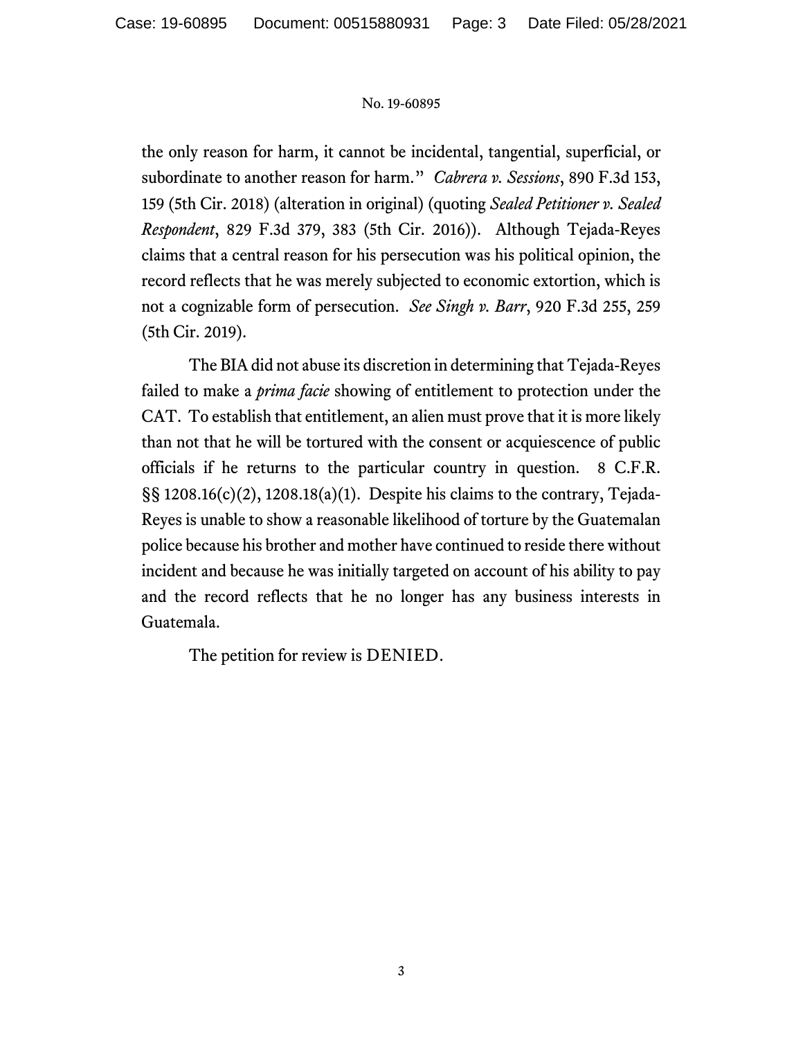the only reason for harm, it cannot be incidental, tangential, superficial, or subordinate to another reason for harm." *Cabrera v. Sessions*, 890 F.3d 153, 159 (5th Cir. 2018) (alteration in original) (quoting *Sealed Petitioner v. Sealed Respondent*, 829 F.3d 379, 383 (5th Cir. 2016)). Although Tejada-Reyes claims that a central reason for his persecution was his political opinion, the record reflects that he was merely subjected to economic extortion, which is not a cognizable form of persecution. *See Singh v. Barr*, 920 F.3d 255, 259 (5th Cir. 2019).

The BIA did not abuse its discretion in determining that Tejada-Reyes failed to make a *prima facie* showing of entitlement to protection under the CAT. To establish that entitlement, an alien must prove that it is more likely than not that he will be tortured with the consent or acquiescence of public officials if he returns to the particular country in question. 8 C.F.R. §§ 1208.16(c)(2), 1208.18(a)(1). Despite his claims to the contrary, Tejada-Reyes is unable to show a reasonable likelihood of torture by the Guatemalan police because his brother and mother have continued to reside there without incident and because he was initially targeted on account of his ability to pay and the record reflects that he no longer has any business interests in Guatemala.

The petition for review is DENIED.